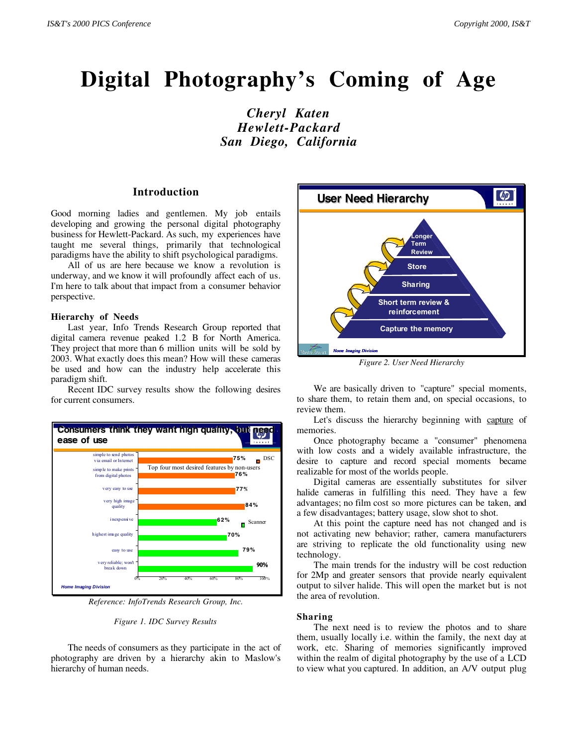# Digital Photography's Coming of Age

*Cheryl Katen*
*Hewlett-Packard*
*San Diego, California*

## Introduction

Good morning ladies and gentlemen. My job entails developing and growing the personal digital photography business for Hewlett-Packard. As such, my experiences have taught me several things, primarily that technological paradigms have the ability to shift psychological paradigms.

All of us are here because we know a revolution is underway, and we know it will profoundly affect each of us. I'm here to talk about that impact from a consumer behavior perspective.

### Hierarchy of Needs

Last year, Info Trends Research Group reported that digital camera revenue peaked 1.2 B for North America. They project that more than 6 million units will be sold by 2003. What exactly does this mean? How will these cameras be used and how can the industry help accelerate this paradigm shift.

Recent IDC survey results show the following desires for current consumers.

*Reference: InfoTrends Research Group, Inc.*

*Figure 1. IDC Survey Results*

The needs of consumers as they participate in the act of photography are driven by a hierarchy akin to Maslow's hierarchy of human needs.

*Figure 2. User Need Hierarchy*

We are basically driven to "capture" special moments, to share them, to retain them and, on special occasions, to review them.

Let's discuss the hierarchy beginning with capture of memories.

Once photography became a "consumer" phenomena with low costs and a widely available infrastructure, the desire to capture and record special moments became realizable for most of the worlds people.

Digital cameras are essentially substitutes for silver halide cameras in fulfilling this need. They have a few advantages; no film cost so more pictures can be taken, and a few disadvantages; battery usage, slow shot to shot.

At this point the capture need has not changed and is not activating new behavior; rather, camera manufacturers are striving to replicate the old functionality using new technology.

The main trends for the industry will be cost reduction for 2Mp and greater sensors that provide nearly equivalent output to silver halide. This will open the market but is not the area of revolution.

### Sharing

The next need is to review the photos and to share them, usually locally i.e. within the family, the next day at work, etc. Sharing of memories significantly improved within the realm of digital photography by the use of a LCD to view what you captured. In addition, an A/V output plug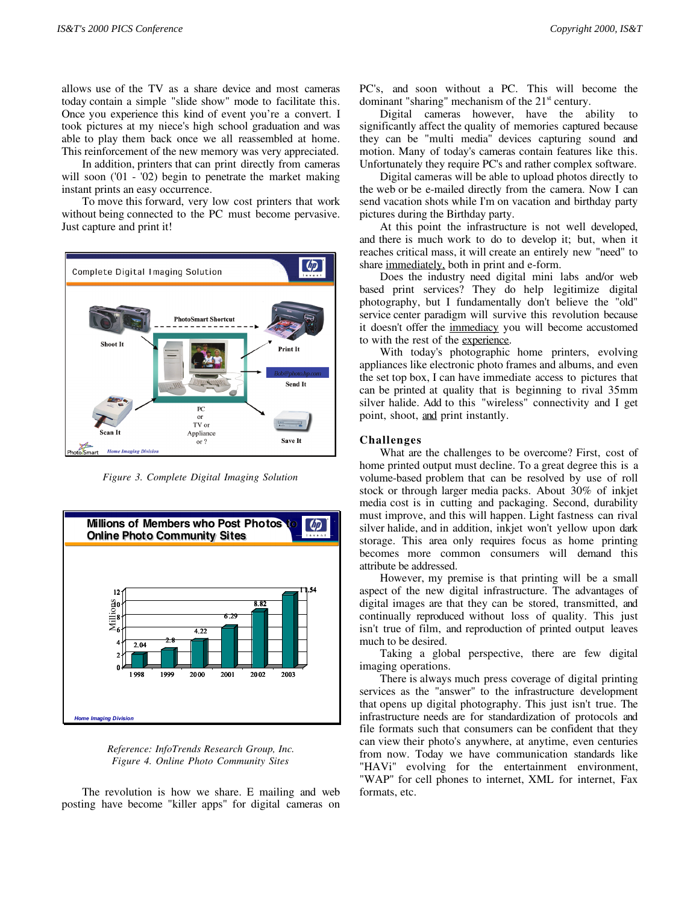allows use of the TV as a share device and most cameras today contain a simple "slide show" mode to facilitate this. Once you experience this kind of event you're a convert. I took pictures at my niece's high school graduation and was able to play them back once we all reassembled at home. This reinforcement of the new memory was very appreciated.

In addition, printers that can print directly from cameras will soon ('01 - '02) begin to penetrate the market making instant prints an easy occurrence.

To move this forward, very low cost printers that work without being connected to the PC must become pervasive. Just capture and print it!

*Figure 3. Complete Digital Imaging Solution*

*Reference: InfoTrends Research Group, Inc.*
*Figure 4. Online Photo Community Sites*

The revolution is how we share. E mailing and web posting have become "killer apps" for digital cameras on PC's, and soon without a PC. This will become the dominant "sharing" mechanism of the 21st century.

Digital cameras however, have the ability to significantly affect the quality of memories captured because they can be "multi media" devices capturing sound and motion. Many of today's cameras contain features like this. Unfortunately they require PC's and rather complex software.

Digital cameras will be able to upload photos directly to the web or be e-mailed directly from the camera. Now I can send vacation shots while I'm on vacation and birthday party pictures during the Birthday party.

At this point the infrastructure is not well developed, and there is much work to do to develop it; but, when it reaches critical mass, it will create an entirely new "need" to share immediately, both in print and e-form.

Does the industry need digital mini labs and/or web based print services? They do help legitimize digital photography, but I fundamentally don't believe the "old" service center paradigm will survive this revolution because it doesn't offer the immediacy you will become accustomed to with the rest of the experience.

With today's photographic home printers, evolving appliances like electronic photo frames and albums, and even the set top box, I can have immediate access to pictures that can be printed at quality that is beginning to rival 35mm silver halide. Add to this "wireless" connectivity and I get point, shoot, and print instantly.

## Challenges

What are the challenges to be overcome? First, cost of home printed output must decline. To a great degree this is a volume-based problem that can be resolved by use of roll stock or through larger media packs. About 30% of inkjet media cost is in cutting and packaging. Second, durability must improve, and this will happen. Light fastness can rival silver halide, and in addition, inkjet won't yellow upon dark storage. This area only requires focus as home printing becomes more common consumers will demand this attribute be addressed.

However, my premise is that printing will be a small aspect of the new digital infrastructure. The advantages of digital images are that they can be stored, transmitted, and continually reproduced without loss of quality. This just isn't true of film, and reproduction of printed output leaves much to be desired.

Taking a global perspective, there are few digital imaging operations.

There is always much press coverage of digital printing services as the "answer" to the infrastructure development that opens up digital photography. This just isn't true. The infrastructure needs are for standardization of protocols and file formats such that consumers can be confident that they can view their photo's anywhere, at anytime, even centuries from now. Today we have communication standards like "HAVi" evolving for the entertainment environment, "WAP" for cell phones to internet, XML for internet, Fax formats, etc.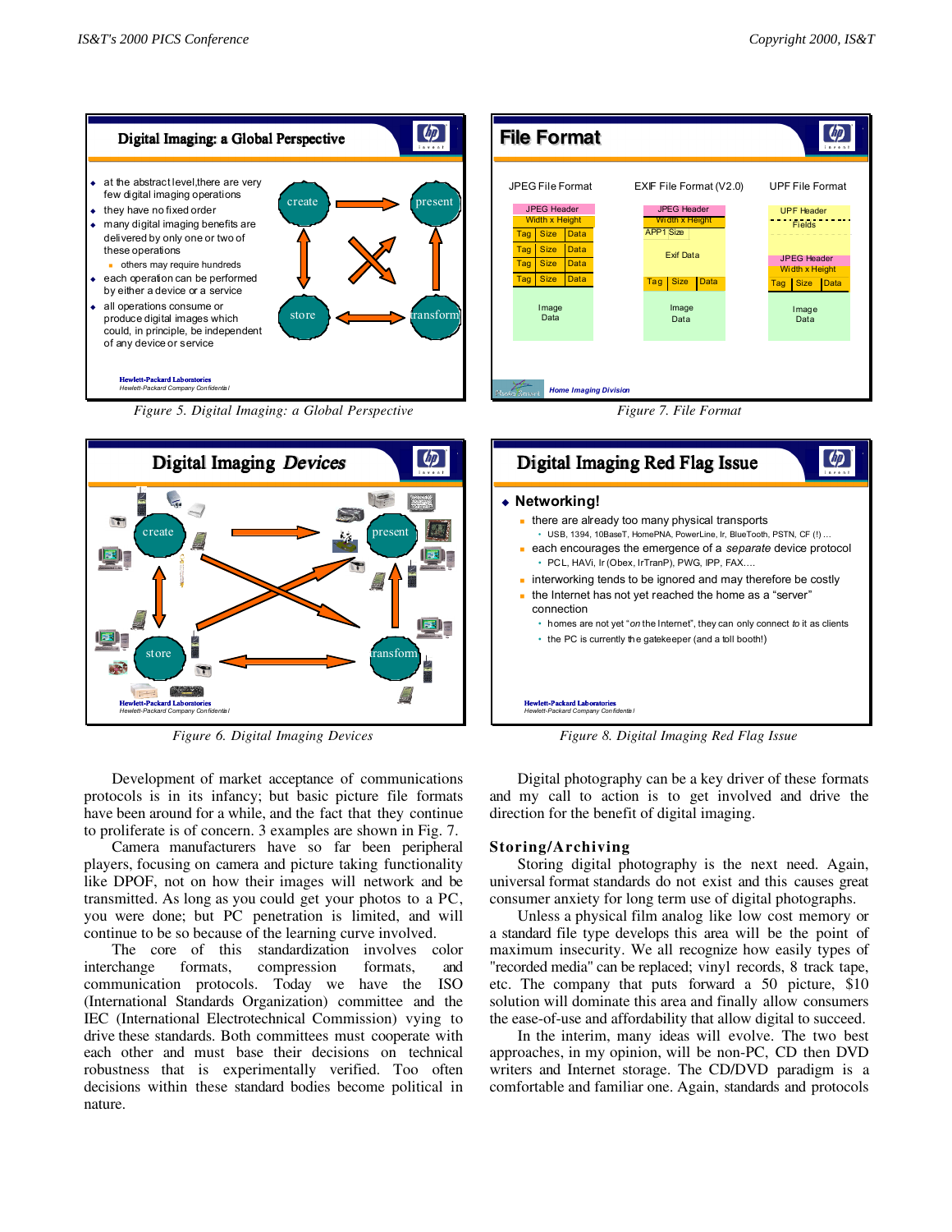Figure 5. Digital Imaging: a Global Perspective

Figure 7. File Format

Figure 6. Digital Imaging Devices

Figure 8. Digital Imaging Red Flag Issue

Development of market acceptance of communications protocols is in its infancy; but basic picture file formats have been around for a while, and the fact that they continue to proliferate is of concern. 3 examples are shown in Fig. 7.

Camera manufacturers have so far been peripheral players, focusing on camera and picture taking functionality like DPOF, not on how their images will network and be transmitted. As long as you could get your photos to a PC, you were done; but PC penetration is limited, and will continue to be so because of the learning curve involved.

The core of this standardization involves color interchange formats, compression formats, and communication protocols. Today we have the ISO (International Standards Organization) committee and the IEC (International Electrotechnical Commission) vying to drive these standards. Both committees must cooperate with each other and must base their decisions on technical robustness that is experimentally verified. Too often decisions within these standard bodies become political in nature.

Digital photography can be a key driver of these formats and my call to action is to get involved and drive the direction for the benefit of digital imaging.

## Storing/Archiving

Storing digital photography is the next need. Again, universal format standards do not exist and this causes great consumer anxiety for long term use of digital photographs.

Unless a physical film analog like low cost memory or a standard file type develops this area will be the point of maximum insecurity. We all recognize how easily types of "recorded media" can be replaced; vinyl records, 8 track tape, etc. The company that puts forward a 50 picture, $10 solution will dominate this area and finally allow consumers the ease-of-use and affordability that allow digital to succeed.

In the interim, many ideas will evolve. The two best approaches, in my opinion, will be non-PC, CD then DVD writers and Internet storage. The CD/DVD paradigm is a comfortable and familiar one. Again, standards and protocols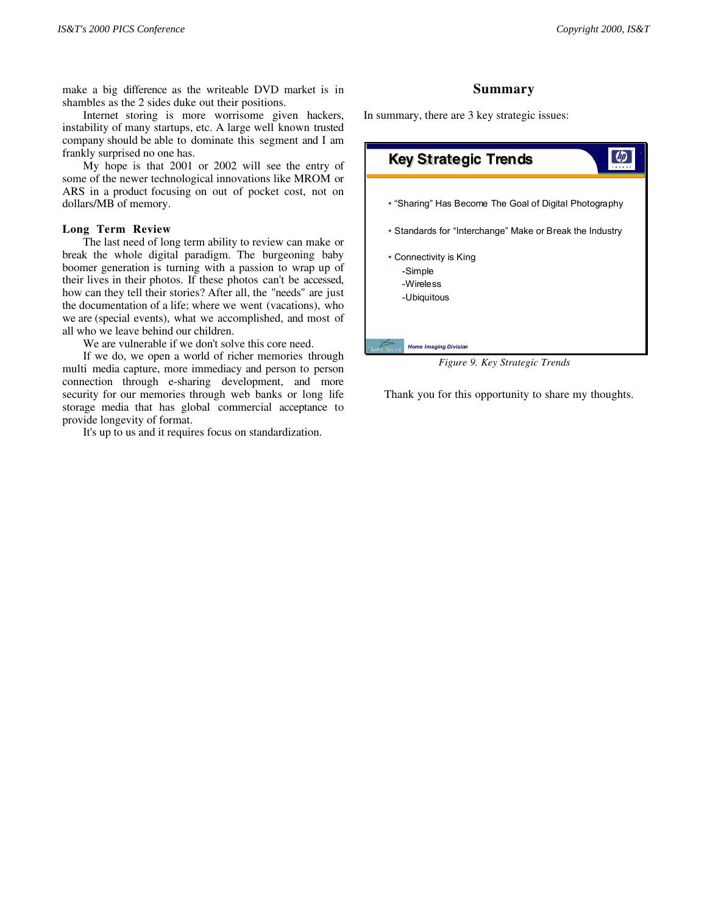make a big difference as the writeable DVD market is in shambles as the 2 sides duke out their positions.

Internet storing is more worrisome given hackers, instability of many startups, etc. A large well known trusted company should be able to dominate this segment and I am frankly surprised no one has.

My hope is that 2001 or 2002 will see the entry of some of the newer technological innovations like MROM or ARS in a product focusing on out of pocket cost, not on dollars/MB of memory.

### Long Term Review

The last need of long term ability to review can make or break the whole digital paradigm. The burgeoning baby boomer generation is turning with a passion to wrap up of their lives in their photos. If these photos can't be accessed, how can they tell their stories? After all, the "needs" are just the documentation of a life; where we went (vacations), who we are (special events), what we accomplished, and most of all who we leave behind our children.

We are vulnerable if we don't solve this core need.

If we do, we open a world of richer memories through multi media capture, more immediacy and person to person connection through e-sharing development, and more security for our memories through web banks or long life storage media that has global commercial acceptance to provide longevity of format.

It's up to us and it requires focus on standardization.

## Summary

In summary, there are 3 key strategic issues:

Key Strategic Trends

- "Sharing" Has Become The Goal of Digital Photography
- Standards for "Interchange" Make or Break the Industry
- Connectivity is King
  - -Simple
  - -Wireless
  - -Ubiquitous

Home Imaging Division

*Figure 9. Key Strategic Trends*

Thank you for this opportunity to share my thoughts.